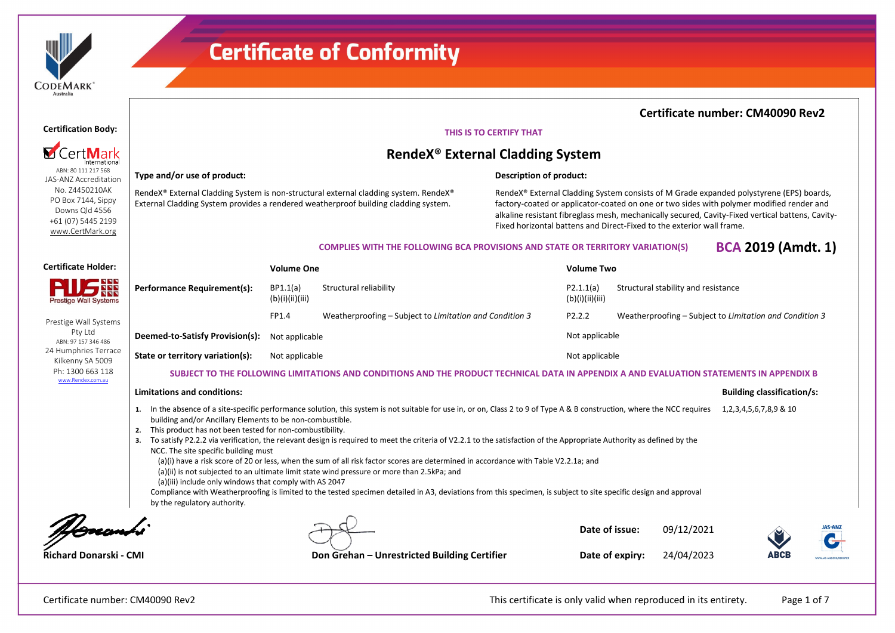# Certificate of Conformity

**Certification Body:**

CertMark International
ABN: 80 111 217 568
JAS-ANZ Accreditation No. Z4450210AK
PO Box 7144, Sippy Downs Qld 4556
+61 (07) 5445 2199
www.CertMark.org

**Certificate Holder:**

Prestige Wall Systems Pty Ltd
ABN: 97 157 346 486
24 Humphries Terrace
Kilkenny SA 5009
Ph: 1300 663 118
www.Rendex.com.au

## Certificate number: CM40090 Rev2

THIS IS TO CERTIFY THAT

## RendeX® External Cladding System

**Type and/or use of product:**

RendeX® External Cladding System is non-structural external cladding system. RendeX® External Cladding System provides a rendered weatherproof building cladding system.

**Description of product:**

RendeX® External Cladding System consists of M Grade expanded polystyrene (EPS) boards, factory-coated or applicator-coated on one or two sides with polymer modified render and alkaline resistant fibreglass mesh, mechanically secured, Cavity-Fixed vertical battens, Cavity-Fixed horizontal battens and Direct-Fixed to the exterior wall frame.

COMPLIES WITH THE FOLLOWING BCA PROVISIONS AND STATE OR TERRITORY VARIATION(S) **BCA 2019 (Amdt. 1)**

| | Volume One | | Volume Two | |
|---|---|---|---|---|
| **Performance Requirement(s):** | BP1.1(a)(b)(i)(ii)(iii) | Structural reliability | P2.1.1(a)(b)(i)(ii)(iii) | Structural stability and resistance |
| | FP1.4 | Weatherproofing – Subject to *Limitation and Condition 3* | P2.2.2 | Weatherproofing – Subject to *Limitation and Condition 3* |
| **Deemed-to-Satisfy Provision(s):** | Not applicable | | Not applicable | |
| **State or territory variation(s):** | Not applicable | | Not applicable | |

SUBJECT TO THE FOLLOWING LIMITATIONS AND CONDITIONS AND THE PRODUCT TECHNICAL DATA IN APPENDIX A AND EVALUATION STATEMENTS IN APPENDIX B

**Limitations and conditions:**

1. In the absence of a site-specific performance solution, this system is not suitable for use in, or on, Class 2 to 9 of Type A & B construction, where the NCC requires building and/or Ancillary Elements to be non-combustible.
2. This product has not been tested for non-combustibility.
3. To satisfy P2.2.2 via verification, the relevant design is required to meet the criteria of V2.2.1 to the satisfaction of the Appropriate Authority as defined by the NCC. The site specific building must
   - (a)(i) have a risk score of 20 or less, when the sum of all risk factor scores are determined in accordance with Table V2.2.1a; and
   - (a)(ii) is not subjected to an ultimate limit state wind pressure or more than 2.5kPa; and
   - (a)(iii) include only windows that comply with AS 2047

   Compliance with Weatherproofing is limited to the tested specimen detailed in A3, deviations from this specimen, is subject to site specific design and approval by the regulatory authority.

**Building classification/s:**

1,2,3,4,5,6,7,8,9 & 10

**Richard Donarski - CMI**

**Don Grehan – Unrestricted Building Certifier**

**Date of issue:** 09/12/2021

**Date of expiry:** 24/04/2023

This certificate is only valid when reproduced in its entirety.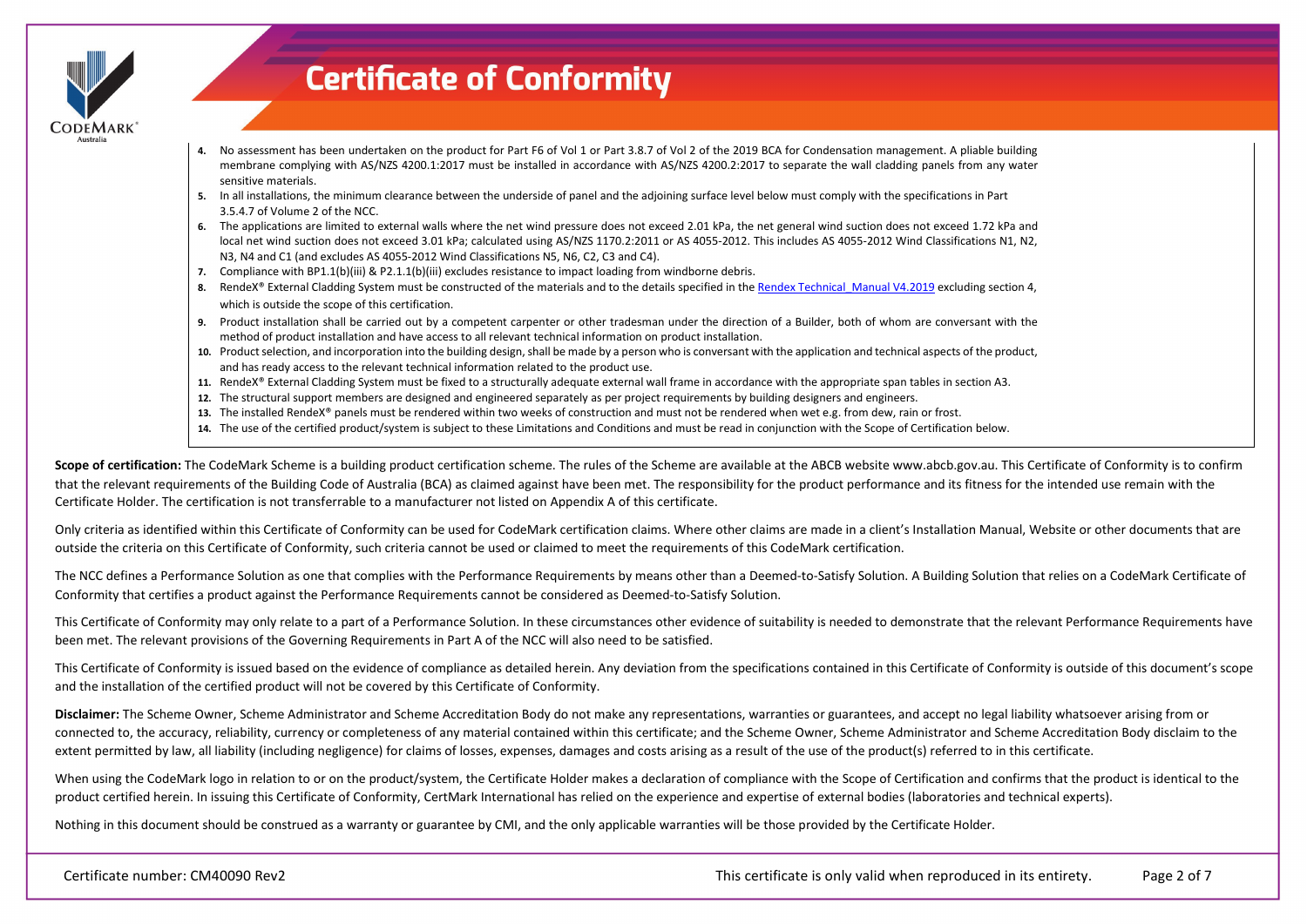# Certificate of Conformity

4. No assessment has been undertaken on the product for Part F6 of Vol 1 or Part 3.8.7 of Vol 2 of the 2019 BCA for Condensation management. A pliable building membrane complying with AS/NZS 4200.1:2017 must be installed in accordance with AS/NZS 4200.2:2017 to separate the wall cladding panels from any water sensitive materials.
5. In all installations, the minimum clearance between the underside of panel and the adjoining surface level below must comply with the specifications in Part 3.5.4.7 of Volume 2 of the NCC.
6. The applications are limited to external walls where the net wind pressure does not exceed 2.01 kPa, the net general wind suction does not exceed 1.72 kPa and local net wind suction does not exceed 3.01 kPa; calculated using AS/NZS 1170.2:2011 or AS 4055-2012. This includes AS 4055-2012 Wind Classifications N1, N2, N3, N4 and C1 (and excludes AS 4055-2012 Wind Classifications N5, N6, C2, C3 and C4).
7. Compliance with BP1.1(b)(iii) & P2.1.1(b)(iii) excludes resistance to impact loading from windborne debris.
8. RendeX® External Cladding System must be constructed of the materials and to the details specified in the Rendex Technical Manual V4.2019 excluding section 4, which is outside the scope of this certification.
9. Product installation shall be carried out by a competent carpenter or other tradesman under the direction of a Builder, both of whom are conversant with the method of product installation and have access to all relevant technical information on product installation.
10. Product selection, and incorporation into the building design, shall be made by a person who is conversant with the application and technical aspects of the product, and has ready access to the relevant technical information related to the product use.
11. RendeX® External Cladding System must be fixed to a structurally adequate external wall frame in accordance with the appropriate span tables in section A3.
12. The structural support members are designed and engineered separately as per project requirements by building designers and engineers.
13. The installed RendeX® panels must be rendered within two weeks of construction and must not be rendered when wet e.g. from dew, rain or frost.
14. The use of the certified product/system is subject to these Limitations and Conditions and must be read in conjunction with the Scope of Certification below.

**Scope of certification:** The CodeMark Scheme is a building product certification scheme. The rules of the Scheme are available at the ABCB website www.abcb.gov.au. This Certificate of Conformity is to confirm that the relevant requirements of the Building Code of Australia (BCA) as claimed against have been met. The responsibility for the product performance and its fitness for the intended use remain with the Certificate Holder. The certification is not transferrable to a manufacturer not listed on Appendix A of this certificate.

Only criteria as identified within this Certificate of Conformity can be used for CodeMark certification claims. Where other claims are made in a client's Installation Manual, Website or other documents that are outside the criteria on this Certificate of Conformity, such criteria cannot be used or claimed to meet the requirements of this CodeMark certification.

The NCC defines a Performance Solution as one that complies with the Performance Requirements by means other than a Deemed-to-Satisfy Solution. A Building Solution that relies on a CodeMark Certificate of Conformity that certifies a product against the Performance Requirements cannot be considered as Deemed-to-Satisfy Solution.

This Certificate of Conformity may only relate to a part of a Performance Solution. In these circumstances other evidence of suitability is needed to demonstrate that the relevant Performance Requirements have been met. The relevant provisions of the Governing Requirements in Part A of the NCC will also need to be satisfied.

This Certificate of Conformity is issued based on the evidence of compliance as detailed herein. Any deviation from the specifications contained in this Certificate of Conformity is outside of this document's scope and the installation of the certified product will not be covered by this Certificate of Conformity.

**Disclaimer:** The Scheme Owner, Scheme Administrator and Scheme Accreditation Body do not make any representations, warranties or guarantees, and accept no legal liability whatsoever arising from or connected to, the accuracy, reliability, currency or completeness of any material contained within this certificate; and the Scheme Owner, Scheme Administrator and Scheme Accreditation Body disclaim to the extent permitted by law, all liability (including negligence) for claims of losses, expenses, damages and costs arising as a result of the use of the product(s) referred to in this certificate.

When using the CodeMark logo in relation to or on the product/system, the Certificate Holder makes a declaration of compliance with the Scope of Certification and confirms that the product is identical to the product certified herein. In issuing this Certificate of Conformity, CertMark International has relied on the experience and expertise of external bodies (laboratories and technical experts).

Nothing in this document should be construed as a warranty or guarantee by CMI, and the only applicable warranties will be those provided by the Certificate Holder.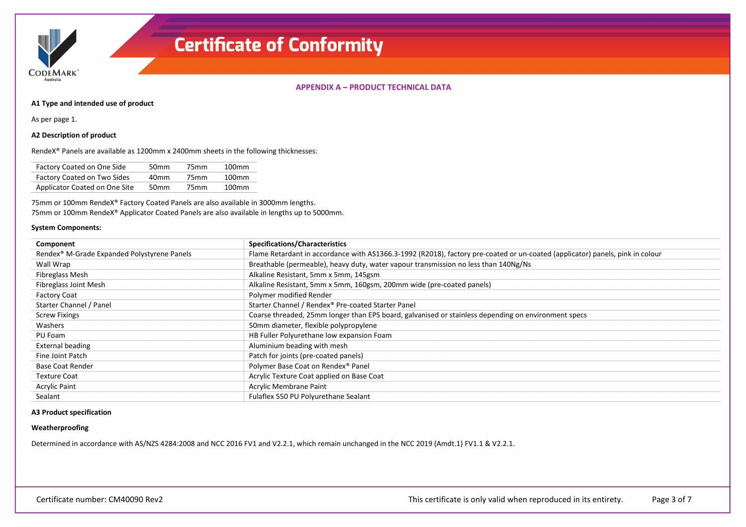## APPENDIX A – PRODUCT TECHNICAL DATA

**A1 Type and intended use of product**

As per page 1.

**A2 Description of product**

RendeX® Panels are available as 1200mm x 2400mm sheets in the following thicknesses:

| | | | |
|---|---|---|---|
| Factory Coated on One Side | 50mm | 75mm | 100mm |
| Factory Coated on Two Sides | 40mm | 75mm | 100mm |
| Applicator Coated on One Site | 50mm | 75mm | 100mm |

75mm or 100mm RendeX® Factory Coated Panels are also available in 3000mm lengths.
75mm or 100mm RendeX® Applicator Coated Panels are also available in lengths up to 5000mm.

**System Components:**

| Component | Specifications/Characteristics |
|---|---|
| Rendex® M-Grade Expanded Polystyrene Panels | Flame Retardant in accordance with AS1366.3-1992 (R2018), factory pre-coated or un-coated (applicator) panels, pink in colour |
| Wall Wrap | Breathable (permeable), heavy duty, water vapour transmission no less than 140Ng/Ns |
| Fibreglass Mesh | Alkaline Resistant, 5mm x 5mm, 145gsm |
| Fibreglass Joint Mesh | Alkaline Resistant, 5mm x 5mm, 160gsm, 200mm wide (pre-coated panels) |
| Factory Coat | Polymer modified Render |
| Starter Channel / Panel | Starter Channel / Rendex® Pre-coated Starter Panel |
| Screw Fixings | Coarse threaded, 25mm longer than EPS board, galvanised or stainless depending on environment specs |
| Washers | 50mm diameter, flexible polypropylene |
| PU Foam | HB Fuller Polyurethane low expansion Foam |
| External beading | Aluminium beading with mesh |
| Fine Joint Patch | Patch for joints (pre-coated panels) |
| Base Coat Render | Polymer Base Coat on Rendex® Panel |
| Texture Coat | Acrylic Texture Coat applied on Base Coat |
| Acrylic Paint | Acrylic Membrane Paint |
| Sealant | Fulaflex 550 PU Polyurethane Sealant |

**A3 Product specification**

**Weatherproofing**

Determined in accordance with AS/NZS 4284:2008 and NCC 2016 FV1 and V2.2.1, which remain unchanged in the NCC 2019 (Amdt.1) FV1.1 & V2.2.1.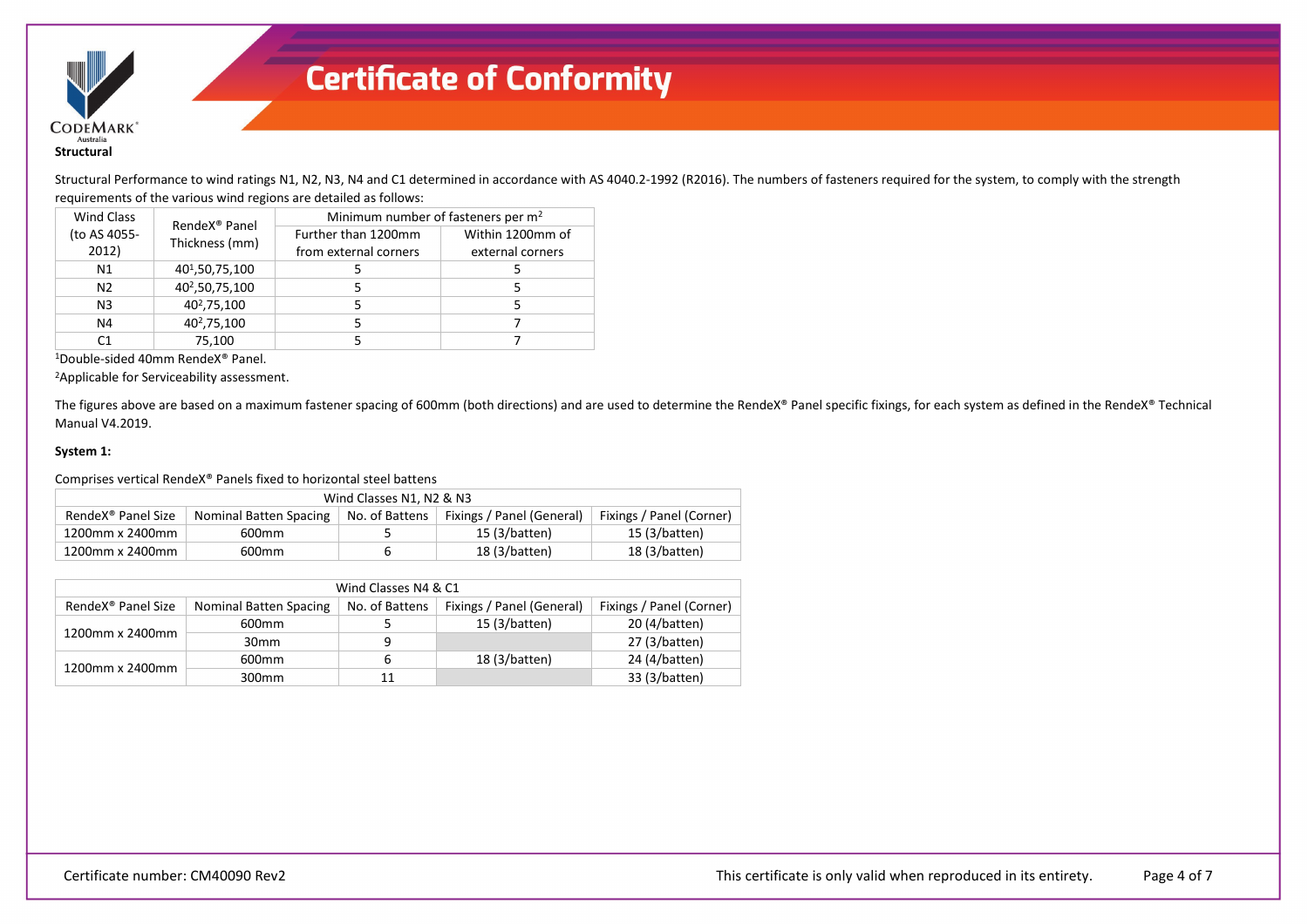**Structural**

Structural Performance to wind ratings N1, N2, N3, N4 and C1 determined in accordance with AS 4040.2-1992 (R2016). The numbers of fasteners required for the system, to comply with the strength requirements of the various wind regions are detailed as follows:

| Wind Class (to AS 4055-2012) | RendeX® Panel Thickness (mm) | Minimum number of fasteners per $m^2$ | |
|---|---|---|---|
| | | Further than 1200mm from external corners | Within 1200mm of external corners |
| N1 | 40[1],50,75,100 | 5 | 5 |
| N2 | 40[2],50,75,100 | 5 | 5 |
| N3 | 40[2],75,100 | 5 | 5 |
| N4 | 40[2],75,100 | 5 | 7 |
| C1 | 75,100 | 5 | 7 |

[1]Double-sided 40mm RendeX® Panel.

[2]Applicable for Serviceability assessment.

The figures above are based on a maximum fastener spacing of 600mm (both directions) and are used to determine the RendeX® Panel specific fixings, for each system as defined in the RendeX® Technical Manual V4.2019.

**System 1:**

Comprises vertical RendeX® Panels fixed to horizontal steel battens

| Wind Classes N1, N2 & N3 | | | | |
|---|---|---|---|---|
| RendeX® Panel Size | Nominal Batten Spacing | No. of Battens | Fixings / Panel (General) | Fixings / Panel (Corner) |
| 1200mm x 2400mm | 600mm | 5 | 15 (3/batten) | 15 (3/batten) |
| 1200mm x 2400mm | 600mm | 6 | 18 (3/batten) | 18 (3/batten) |

| Wind Classes N4 & C1 | | | | |
|---|---|---|---|---|
| RendeX® Panel Size | Nominal Batten Spacing | No. of Battens | Fixings / Panel (General) | Fixings / Panel (Corner) |
| 1200mm x 2400mm | 600mm | 5 | 15 (3/batten) | 20 (4/batten) |
| | 30mm | 9 | | 27 (3/batten) |
| 1200mm x 2400mm | 600mm | 6 | 18 (3/batten) | 24 (4/batten) |
| | 300mm | 11 | | 33 (3/batten) |

Certificate number: CM40090 Rev2

This certificate is only valid when reproduced in its entirety.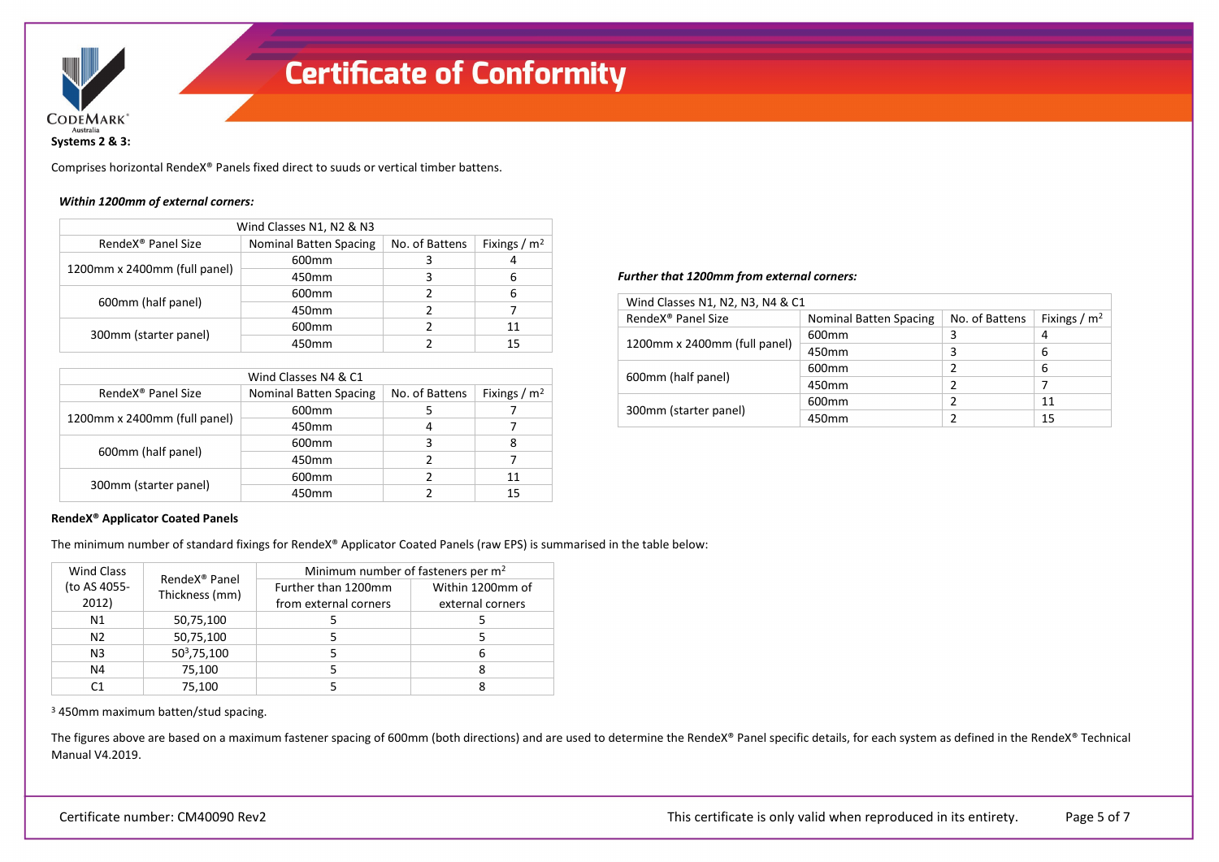**Systems 2 & 3:**

Comprises horizontal RendeX® Panels fixed direct to suuds or vertical timber battens.

***Within 1200mm of external corners:***

| Wind Classes N1, N2 & N3 | | | |
|---|---|---|---|
| RendeX® Panel Size | Nominal Batten Spacing | No. of Battens | Fixings / m² |
| 1200mm x 2400mm (full panel) | 600mm | 3 | 4 |
| | 450mm | 3 | 6 |
| 600mm (half panel) | 600mm | 2 | 6 |
| | 450mm | 2 | 7 |
| 300mm (starter panel) | 600mm | 2 | 11 |
| | 450mm | 2 | 15 |

| Wind Classes N4 & C1 | | | |
|---|---|---|---|
| RendeX® Panel Size | Nominal Batten Spacing | No. of Battens | Fixings / m² |
| 1200mm x 2400mm (full panel) | 600mm | 5 | 7 |
| | 450mm | 4 | 7 |
| 600mm (half panel) | 600mm | 3 | 8 |
| | 450mm | 2 | 7 |
| 300mm (starter panel) | 600mm | 2 | 11 |
| | 450mm | 2 | 15 |

***Further that 1200mm from external corners:***

| Wind Classes N1, N2, N3, N4 & C1 | | | |
|---|---|---|---|
| RendeX® Panel Size | Nominal Batten Spacing | No. of Battens | Fixings / m² |
| 1200mm x 2400mm (full panel) | 600mm | 3 | 4 |
| | 450mm | 3 | 6 |
| 600mm (half panel) | 600mm | 2 | 6 |
| | 450mm | 2 | 7 |
| 300mm (starter panel) | 600mm | 2 | 11 |
| | 450mm | 2 | 15 |

**RendeX® Applicator Coated Panels**

The minimum number of standard fixings for RendeX® Applicator Coated Panels (raw EPS) is summarised in the table below:

| Wind Class (to AS 4055-2012) | RendeX® Panel Thickness (mm) | Minimum number of fasteners per m² | |
|---|---|---|---|
| | | Further than 1200mm from external corners | Within 1200mm of external corners |
| N1 | 50,75,100 | 5 | 5 |
| N2 | 50,75,100 | 5 | 5 |
| N3 | 50[3],75,100 | 5 | 6 |
| N4 | 75,100 | 5 | 8 |
| C1 | 75,100 | 5 | 8 |

[3] 450mm maximum batten/stud spacing.

The figures above are based on a maximum fastener spacing of 600mm (both directions) and are used to determine the RendeX® Panel specific details, for each system as defined in the RendeX® Technical Manual V4.2019.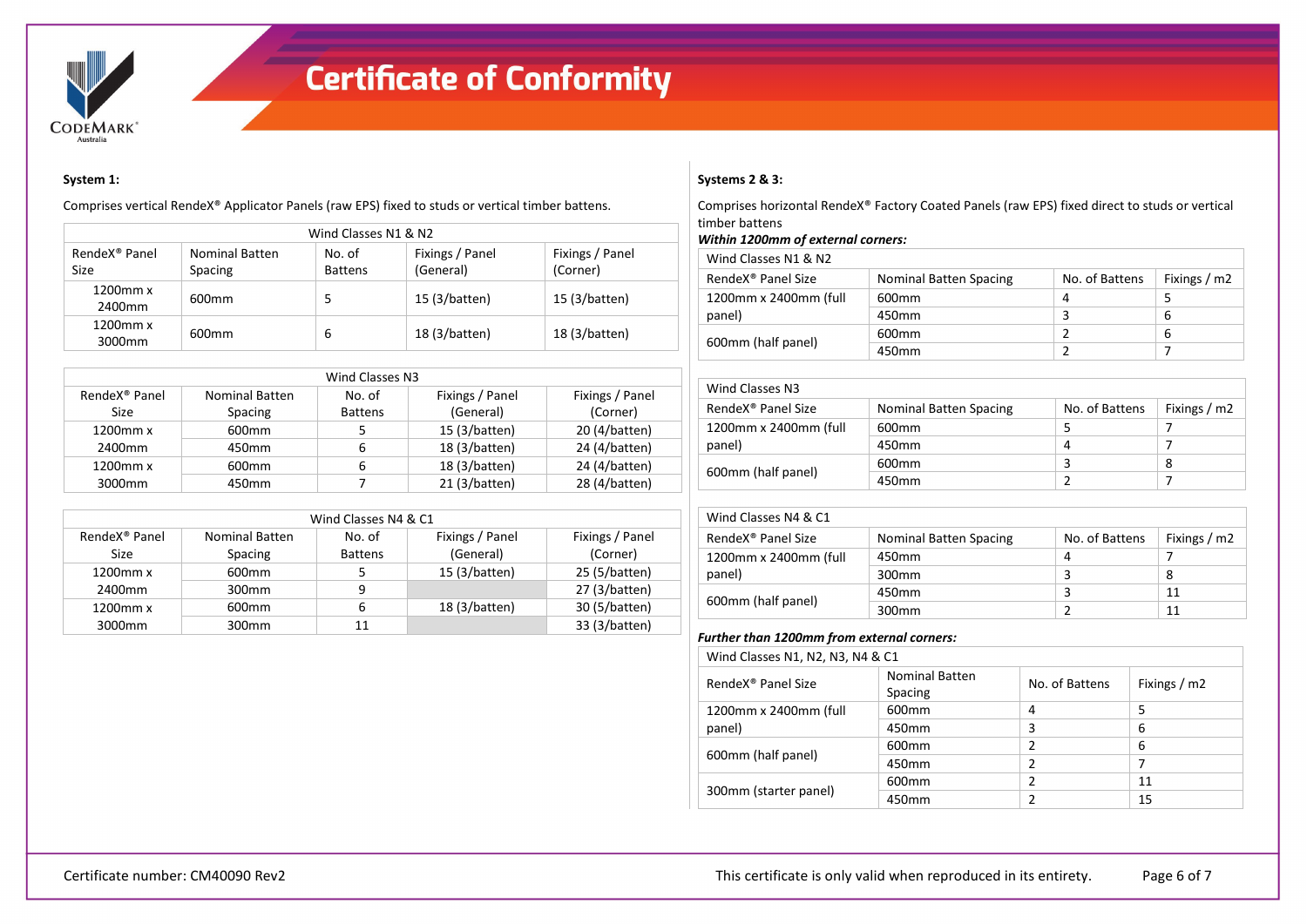### System 1:

Comprises vertical RendeX® Applicator Panels (raw EPS) fixed to studs or vertical timber battens.

| Wind Classes N1 & N2 | | | | |
|---|---|---|---|---|
| RendeX® Panel Size | Nominal Batten Spacing | No. of Battens | Fixings / Panel (General) | Fixings / Panel (Corner) |
| 1200mm x 2400mm | 600mm | 5 | 15 (3/batten) | 15 (3/batten) |
| 1200mm x 3000mm | 600mm | 6 | 18 (3/batten) | 18 (3/batten) |

| Wind Classes N3 | | | | |
|---|---|---|---|---|
| RendeX® Panel Size | Nominal Batten Spacing | No. of Battens | Fixings / Panel (General) | Fixings / Panel (Corner) |
| 1200mm x 2400mm | 600mm | 5 | 15 (3/batten) | 20 (4/batten) |
| | 450mm | 6 | 18 (3/batten) | 24 (4/batten) |
| 1200mm x 3000mm | 600mm | 6 | 18 (3/batten) | 24 (4/batten) |
| | 450mm | 7 | 21 (3/batten) | 28 (4/batten) |

| Wind Classes N4 & C1 | | | | |
|---|---|---|---|---|
| RendeX® Panel Size | Nominal Batten Spacing | No. of Battens | Fixings / Panel (General) | Fixings / Panel (Corner) |
| 1200mm x 2400mm | 600mm | 5 | 15 (3/batten) | 25 (5/batten) |
| | 300mm | 9 | | 27 (3/batten) |
| 1200mm x 3000mm | 600mm | 6 | 18 (3/batten) | 30 (5/batten) |
| | 300mm | 11 | | 33 (3/batten) |

### Systems 2 & 3:

Comprises horizontal RendeX® Factory Coated Panels (raw EPS) fixed direct to studs or vertical timber battens

***Within 1200mm of external corners:***

| Wind Classes N1 & N2 | | | |
|---|---|---|---|
| RendeX® Panel Size | Nominal Batten Spacing | No. of Battens | Fixings / m2 |
| 1200mm x 2400mm (full panel) | 600mm | 4 | 5 |
| | 450mm | 3 | 6 |
| 600mm (half panel) | 600mm | 2 | 6 |
| | 450mm | 2 | 7 |

| Wind Classes N3 | | | |
|---|---|---|---|
| RendeX® Panel Size | Nominal Batten Spacing | No. of Battens | Fixings / m2 |
| 1200mm x 2400mm (full panel) | 600mm | 5 | 7 |
| | 450mm | 4 | 7 |
| 600mm (half panel) | 600mm | 3 | 8 |
| | 450mm | 2 | 7 |

| Wind Classes N4 & C1 | | | |
|---|---|---|---|
| RendeX® Panel Size | Nominal Batten Spacing | No. of Battens | Fixings / m2 |
| 1200mm x 2400mm (full panel) | 450mm | 4 | 7 |
| | 300mm | 3 | 8 |
| 600mm (half panel) | 450mm | 3 | 11 |
| | 300mm | 2 | 11 |

***Further than 1200mm from external corners:***

| Wind Classes N1, N2, N3, N4 & C1 | | | |
|---|---|---|---|
| RendeX® Panel Size | Nominal Batten Spacing | No. of Battens | Fixings / m2 |
| 1200mm x 2400mm (full panel) | 600mm | 4 | 5 |
| | 450mm | 3 | 6 |
| 600mm (half panel) | 600mm | 2 | 6 |
| | 450mm | 2 | 7 |
| 300mm (starter panel) | 600mm | 2 | 11 |
| | 450mm | 2 | 15 |

Certificate number: CM40090 Rev2

This certificate is only valid when reproduced in its entirety.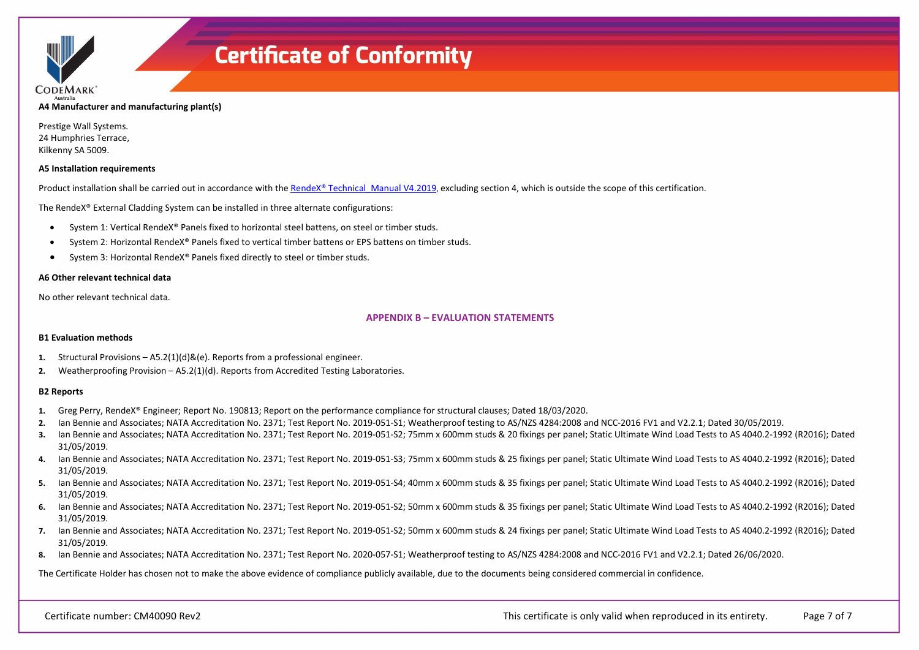#### A4 Manufacturer and manufacturing plant(s)

Prestige Wall Systems.
24 Humphries Terrace,
Kilkenny SA 5009.

#### A5 Installation requirements

Product installation shall be carried out in accordance with the RendeX® Technical Manual V4.2019, excluding section 4, which is outside the scope of this certification.

The RendeX® External Cladding System can be installed in three alternate configurations:

- System 1: Vertical RendeX® Panels fixed to horizontal steel battens, on steel or timber studs.
- System 2: Horizontal RendeX® Panels fixed to vertical timber battens or EPS battens on timber studs.
- System 3: Horizontal RendeX® Panels fixed directly to steel or timber studs.

#### A6 Other relevant technical data

No other relevant technical data.

## APPENDIX B – EVALUATION STATEMENTS

#### B1 Evaluation methods

1. Structural Provisions – A5.2(1)(d)&(e). Reports from a professional engineer.
2. Weatherproofing Provision – A5.2(1)(d). Reports from Accredited Testing Laboratories.

#### B2 Reports

1. Greg Perry, RendeX® Engineer; Report No. 190813; Report on the performance compliance for structural clauses; Dated 18/03/2020.
2. Ian Bennie and Associates; NATA Accreditation No. 2371; Test Report No. 2019-051-S1; Weatherproof testing to AS/NZS 4284:2008 and NCC-2016 FV1 and V2.2.1; Dated 30/05/2019.
3. Ian Bennie and Associates; NATA Accreditation No. 2371; Test Report No. 2019-051-S2; 75mm x 600mm studs & 20 fixings per panel; Static Ultimate Wind Load Tests to AS 4040.2-1992 (R2016); Dated 31/05/2019.
4. Ian Bennie and Associates; NATA Accreditation No. 2371; Test Report No. 2019-051-S3; 75mm x 600mm studs & 25 fixings per panel; Static Ultimate Wind Load Tests to AS 4040.2-1992 (R2016); Dated 31/05/2019.
5. Ian Bennie and Associates; NATA Accreditation No. 2371; Test Report No. 2019-051-S4; 40mm x 600mm studs & 35 fixings per panel; Static Ultimate Wind Load Tests to AS 4040.2-1992 (R2016); Dated 31/05/2019.
6. Ian Bennie and Associates; NATA Accreditation No. 2371; Test Report No. 2019-051-S2; 50mm x 600mm studs & 35 fixings per panel; Static Ultimate Wind Load Tests to AS 4040.2-1992 (R2016); Dated 31/05/2019.
7. Ian Bennie and Associates; NATA Accreditation No. 2371; Test Report No. 2019-051-S2; 50mm x 600mm studs & 24 fixings per panel; Static Ultimate Wind Load Tests to AS 4040.2-1992 (R2016); Dated 31/05/2019.
8. Ian Bennie and Associates; NATA Accreditation No. 2371; Test Report No. 2020-057-S1; Weatherproof testing to AS/NZS 4284:2008 and NCC-2016 FV1 and V2.2.1; Dated 26/06/2020.

The Certificate Holder has chosen not to make the above evidence of compliance publicly available, due to the documents being considered commercial in confidence.